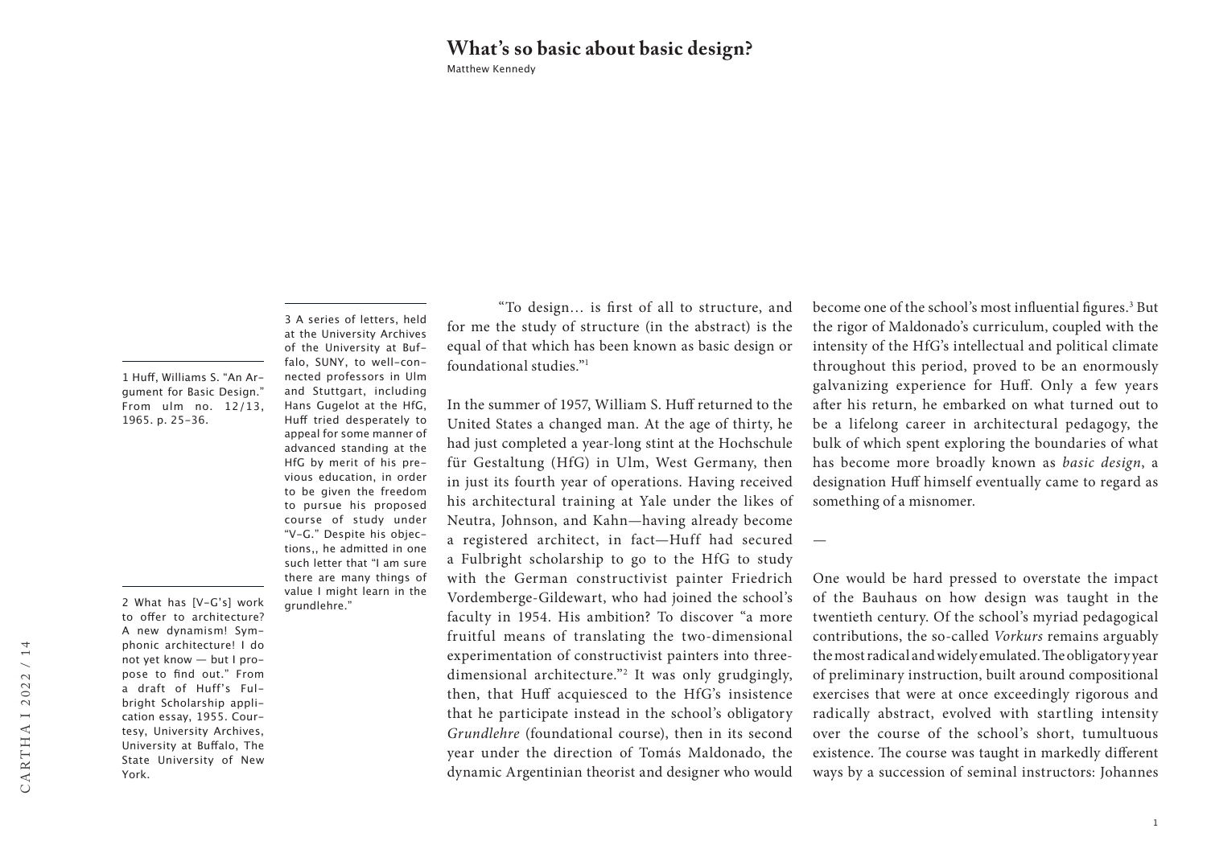# What's so basic about basic design?

Matthew Kennedy

"To design… is first of all to structure, and for me the study of structure (in the abstract) is the equal of that which has been known as basic design or foundational studies."[1]

In the summer of 1957, William S. Huff returned to the United States a changed man. At the age of thirty, he had just completed a year-long stint at the Hochschule für Gestaltung (HfG) in Ulm, West Germany, then in just its fourth year of operations. Having received his architectural training at Yale under the likes of Neutra, Johnson, and Kahn—having already become a registered architect, in fact—Huff had secured a Fulbright scholarship to go to the HfG to study with the German constructivist painter Friedrich Vordemberge-Gildewart, who had joined the school's faculty in 1954. His ambition? To discover "a more fruitful means of translating the two-dimensional experimentation of constructivist painters into three-dimensional architecture."[2] It was only grudgingly, then, that Huff acquiesced to the HfG's insistence that he participate instead in the school's obligatory *Grundlehre* (foundational course), then in its second year under the direction of Tomás Maldonado, the dynamic Argentinian theorist and designer who would become one of the school's most influential figures.[3] But the rigor of Maldonado's curriculum, coupled with the intensity of the HfG's intellectual and political climate throughout this period, proved to be an enormously galvanizing experience for Huff. Only a few years after his return, he embarked on what turned out to be a lifelong career in architectural pedagogy, the bulk of which spent exploring the boundaries of what has become more broadly known as *basic design*, a designation Huff himself eventually came to regard as something of a misnomer.

—

One would be hard pressed to overstate the impact of the Bauhaus on how design was taught in the twentieth century. Of the school's myriad pedagogical contributions, the so-called *Vorkurs* remains arguably the most radical and widely emulated. The obligatory year of preliminary instruction, built around compositional exercises that were at once exceedingly rigorous and radically abstract, evolved with startling intensity over the course of the school's short, tumultuous existence. The course was taught in markedly different ways by a succession of seminal instructors: Johannes

---

1 Huff, Williams S. "An Argument for Basic Design." From ulm no. 12/13, 1965. p. 25-36.

2 What has [V-G's] work to offer to architecture? A new dynamism! Symphonic architecture! I do not yet know — but I propose to find out." From a draft of Huff's Fulbright Scholarship application essay, 1955. Courtesy, University Archives, University at Buffalo, The State University of New York.

3 A series of letters, held at the University Archives of the University at Buffalo, SUNY, to well-connected professors in Ulm and Stuttgart, including Hans Gugelot at the HfG, Huff tried desperately to appeal for some manner of advanced standing at the HfG by merit of his previous education, in order to be given the freedom to pursue his proposed course of study under "V-G." Despite his objections,, he admitted in one such letter that "I am sure there are many things of value I might learn in the grundlehre."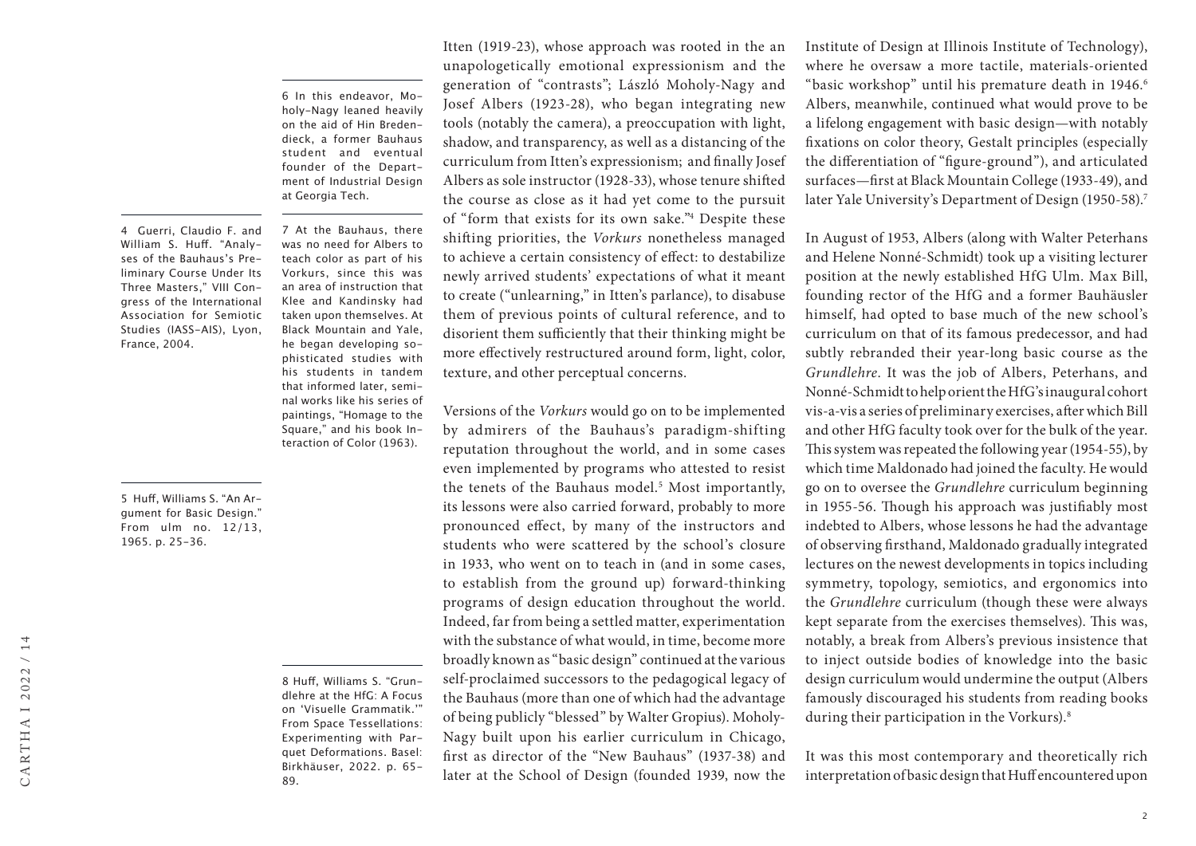Itten (1919-23), whose approach was rooted in the an unapologetically emotional expressionism and the generation of "contrasts"; László Moholy-Nagy and Josef Albers (1923-28), who began integrating new tools (notably the camera), a preoccupation with light, shadow, and transparency, as well as a distancing of the curriculum from Itten's expressionism; and finally Josef Albers as sole instructor (1928-33), whose tenure shifted the course as close as it had yet come to the pursuit of "form that exists for its own sake."[4] Despite these shifting priorities, the *Vorkurs* nonetheless managed to achieve a certain consistency of effect: to destabilize newly arrived students' expectations of what it meant to create ("unlearning," in Itten's parlance), to disabuse them of previous points of cultural reference, and to disorient them sufficiently that their thinking might be more effectively restructured around form, light, color, texture, and other perceptual concerns.

Versions of the *Vorkurs* would go on to be implemented by admirers of the Bauhaus's paradigm-shifting reputation throughout the world, and in some cases even implemented by programs who attested to resist the tenets of the Bauhaus model.[5] Most importantly, its lessons were also carried forward, probably to more pronounced effect, by many of the instructors and students who were scattered by the school's closure in 1933, who went on to teach in (and in some cases, to establish from the ground up) forward-thinking programs of design education throughout the world. Indeed, far from being a settled matter, experimentation with the substance of what would, in time, become more broadly known as "basic design" continued at the various self-proclaimed successors to the pedagogical legacy of the Bauhaus (more than one of which had the advantage of being publicly "blessed" by Walter Gropius). Moholy-Nagy built upon his earlier curriculum in Chicago, first as director of the "New Bauhaus" (1937-38) and later at the School of Design (founded 1939, now the Institute of Design at Illinois Institute of Technology), where he oversaw a more tactile, materials-oriented "basic workshop" until his premature death in 1946.[6] Albers, meanwhile, continued what would prove to be a lifelong engagement with basic design—with notably fixations on color theory, Gestalt principles (especially the differentiation of "figure-ground"), and articulated surfaces—first at Black Mountain College (1933-49), and later Yale University's Department of Design (1950-58).[7]

In August of 1953, Albers (along with Walter Peterhans and Helene Nonné-Schmidt) took up a visiting lecturer position at the newly established HfG Ulm. Max Bill, founding rector of the HfG and a former Bauhäusler himself, had opted to base much of the new school's curriculum on that of its famous predecessor, and had subtly rebranded their year-long basic course as the *Grundlehre*. It was the job of Albers, Peterhans, and Nonné-Schmidt to help orient the HfG's inaugural cohort vis-a-vis a series of preliminary exercises, after which Bill and other HfG faculty took over for the bulk of the year. This system was repeated the following year (1954-55), by which time Maldonado had joined the faculty. He would go on to oversee the *Grundlehre* curriculum beginning in 1955-56. Though his approach was justifiably most indebted to Albers, whose lessons he had the advantage of observing firsthand, Maldonado gradually integrated lectures on the newest developments in topics including symmetry, topology, semiotics, and ergonomics into the *Grundlehre* curriculum (though these were always kept separate from the exercises themselves). This was, notably, a break from Albers's previous insistence that to inject outside bodies of knowledge into the basic design curriculum would undermine the output (Albers famously discouraged his students from reading books during their participation in the Vorkurs).[8]

It was this most contemporary and theoretically rich interpretation of basic design that Huff encountered upon

---

4 Guerri, Claudio F. and William S. Huff. "Analyses of the Bauhaus's Preliminary Course Under Its Three Masters," VIII Congress of the International Association for Semiotic Studies (IASS-AIS), Lyon, France, 2004.

5 Huff, Williams S. "An Argument for Basic Design." From ulm no. 12/13, 1965. p. 25-36.

6 In this endeavor, Moholy-Nagy leaned heavily on the aid of Hin Bredendieck, a former Bauhaus student and eventual founder of the Department of Industrial Design at Georgia Tech.

7 At the Bauhaus, there was no need for Albers to teach color as part of his Vorkurs, since this was an area of instruction that Klee and Kandinsky had taken upon themselves. At Black Mountain and Yale, he began developing sophisticated studies with his students in tandem that informed later, seminal works like his series of paintings, "Homage to the Square," and his book Interaction of Color (1963).

8 Huff, Williams S. "Grundlehre at the HfG: A Focus on 'Visuelle Grammatik.'" From Space Tessellations: Experimenting with Parquet Deformations. Basel: Birkhäuser, 2022. p. 65-89.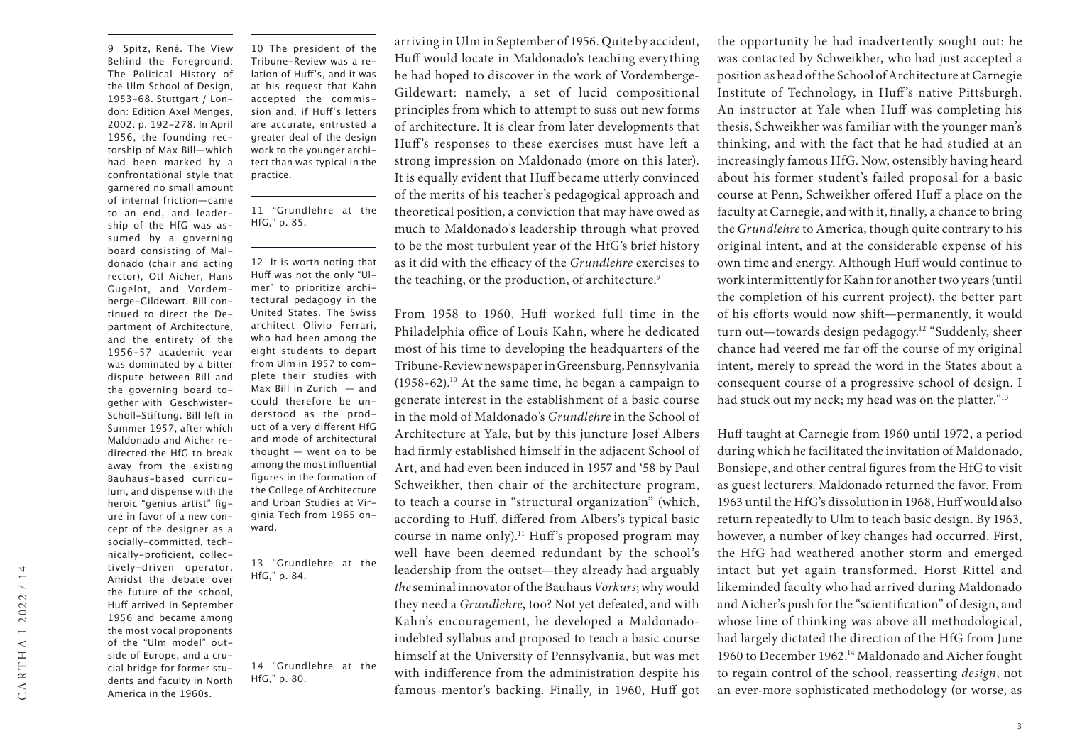arriving in Ulm in September of 1956. Quite by accident, Huff would locate in Maldonado's teaching everything he had hoped to discover in the work of Vordemberge-Gildewart: namely, a set of lucid compositional principles from which to attempt to suss out new forms of architecture. It is clear from later developments that Huff's responses to these exercises must have left a strong impression on Maldonado (more on this later). It is equally evident that Huff became utterly convinced of the merits of his teacher's pedagogical approach and theoretical position, a conviction that may have owed as much to Maldonado's leadership through what proved to be the most turbulent year of the HfG's brief history as it did with the efficacy of the *Grundlehre* exercises to the teaching, or the production, of architecture.[9]

From 1958 to 1960, Huff worked full time in the Philadelphia office of Louis Kahn, where he dedicated most of his time to developing the headquarters of the Tribune-Review newspaper in Greensburg, Pennsylvania (1958-62).[10] At the same time, he began a campaign to generate interest in the establishment of a basic course in the mold of Maldonado's *Grundlehre* in the School of Architecture at Yale, but by this juncture Josef Albers had firmly established himself in the adjacent School of Art, and had even been induced in 1957 and '58 by Paul Schweikher, then chair of the architecture program, to teach a course in "structural organization" (which, according to Huff, differed from Albers's typical basic course in name only).[11] Huff's proposed program may well have been deemed redundant by the school's leadership from the outset—they already had arguably *the* seminal innovator of the Bauhaus *Vorkurs*; why would they need a *Grundlehre*, too? Not yet defeated, and with Kahn's encouragement, he developed a Maldonado-indebted syllabus and proposed to teach a basic course himself at the University of Pennsylvania, but was met with indifference from the administration despite his famous mentor's backing. Finally, in 1960, Huff got the opportunity he had inadvertently sought out: he was contacted by Schweikher, who had just accepted a position as head of the School of Architecture at Carnegie Institute of Technology, in Huff's native Pittsburgh. An instructor at Yale when Huff was completing his thesis, Schweikher was familiar with the younger man's thinking, and with the fact that he had studied at an increasingly famous HfG. Now, ostensibly having heard about his former student's failed proposal for a basic course at Penn, Schweikher offered Huff a place on the faculty at Carnegie, and with it, finally, a chance to bring the *Grundlehre* to America, though quite contrary to his original intent, and at the considerable expense of his own time and energy. Although Huff would continue to work intermittently for Kahn for another two years (until the completion of his current project), the better part of his efforts would now shift—permanently, it would turn out—towards design pedagogy.[12] "Suddenly, sheer chance had veered me far off the course of my original intent, merely to spread the word in the States about a consequent course of a progressive school of design. I had stuck out my neck; my head was on the platter."[13]

Huff taught at Carnegie from 1960 until 1972, a period during which he facilitated the invitation of Maldonado, Bonsiepe, and other central figures from the HfG to visit as guest lecturers. Maldonado returned the favor. From 1963 until the HfG's dissolution in 1968, Huff would also return repeatedly to Ulm to teach basic design. By 1963, however, a number of key changes had occurred. First, the HfG had weathered another storm and emerged intact but yet again transformed. Horst Rittel and likeminded faculty who had arrived during Maldonado and Aicher's push for the "scientification" of design, and whose line of thinking was above all methodological, had largely dictated the direction of the HfG from June 1960 to December 1962.[14] Maldonado and Aicher fought to regain control of the school, reasserting *design*, not an ever-more sophisticated methodology (or worse, as

---

9 Spitz, René. The View Behind the Foreground: The Political History of the Ulm School of Design, 1953–68. Stuttgart / London: Edition Axel Menges, 2002. p. 192–278. In April 1956, the founding rectorship of Max Bill—which had been marked by a confrontational style that garnered no small amount of internal friction—came to an end, and leadership of the HfG was assumed by a governing board consisting of Maldonado (chair and acting rector), Otl Aicher, Hans Gugelot, and Vordemberge-Gildewart. Bill continued to direct the Department of Architecture, and the entirety of the 1956–57 academic year was dominated by a bitter dispute between Bill and the governing board together with Geschwister-Scholl-Stiftung. Bill left in Summer 1957, after which Maldonado and Aicher redirected the HfG to break away from the existing Bauhaus-based curriculum, and dispense with the heroic "genius artist" figure in favor of a new concept of the designer as a socially-committed, technically-proficient, collectively-driven operator. Amidst the debate over the future of the school, Huff arrived in September 1956 and became among the most vocal proponents of the "Ulm model" outside of Europe, and a crucial bridge for former students and faculty in North America in the 1960s.

10 The president of the Tribune-Review was a relation of Huff's, and it was at his request that Kahn accepted the commission and, if Huff's letters are accurate, entrusted a greater deal of the design work to the younger architect than was typical in the practice.

11 "Grundlehre at the HfG," p. 85.

12 It is worth noting that Huff was not the only "Ulmer" to prioritize architectural pedagogy in the United States. The Swiss architect Olivio Ferrari, who had been among the eight students to depart from Ulm in 1957 to complete their studies with Max Bill in Zurich — and could therefore be understood as the product of a very different HfG and mode of architectural thought — went on to be among the most influential figures in the formation of the College of Architecture and Urban Studies at Virginia Tech from 1965 onward.

13 "Grundlehre at the HfG," p. 84.

14 "Grundlehre at the HfG," p. 80.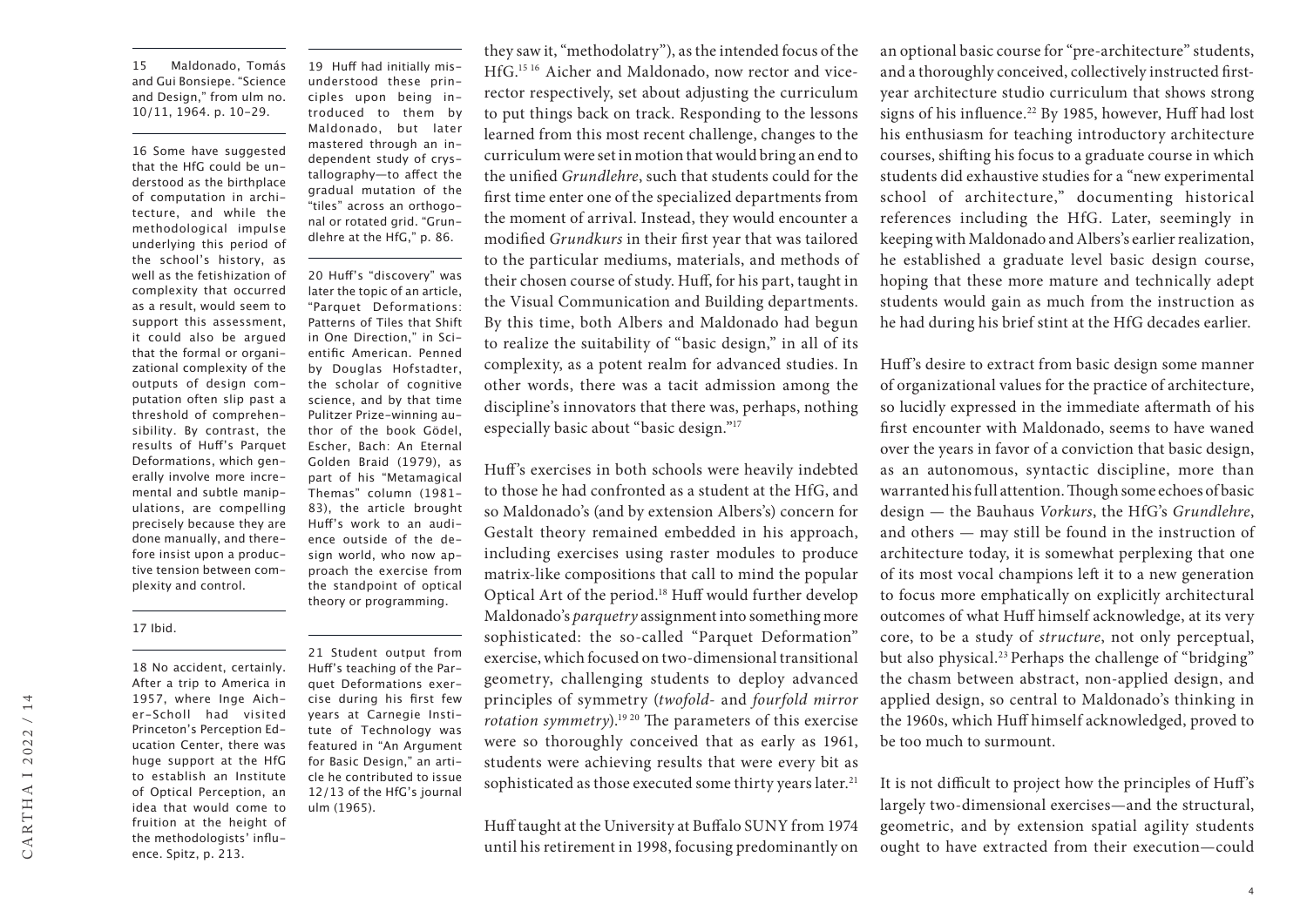they saw it, "methodolatry"), as the intended focus of the HfG.[15 16] Aicher and Maldonado, now rector and vice-rector respectively, set about adjusting the curriculum to put things back on track. Responding to the lessons learned from this most recent challenge, changes to the curriculum were set in motion that would bring an end to the unified *Grundlehre*, such that students could for the first time enter one of the specialized departments from the moment of arrival. Instead, they would encounter a modified *Grundkurs* in their first year that was tailored to the particular mediums, materials, and methods of their chosen course of study. Huff, for his part, taught in the Visual Communication and Building departments. By this time, both Albers and Maldonado had begun to realize the suitability of "basic design," in all of its complexity, as a potent realm for advanced studies. In other words, there was a tacit admission among the discipline's innovators that there was, perhaps, nothing especially basic about "basic design."[17]

Huff's exercises in both schools were heavily indebted to those he had confronted as a student at the HfG, and so Maldonado's (and by extension Albers's) concern for Gestalt theory remained embedded in his approach, including exercises using raster modules to produce matrix-like compositions that call to mind the popular Optical Art of the period.[18] Huff would further develop Maldonado's *parquetry* assignment into something more sophisticated: the so-called "Parquet Deformation" exercise, which focused on two-dimensional transitional geometry, challenging students to deploy advanced principles of symmetry (*twofold-* and *fourfold mirror rotation symmetry*).[19 20] The parameters of this exercise were so thoroughly conceived that as early as 1961, students were achieving results that were every bit as sophisticated as those executed some thirty years later.[21]

Huff taught at the University at Buffalo SUNY from 1974 until his retirement in 1998, focusing predominantly on an optional basic course for "pre-architecture" students, and a thoroughly conceived, collectively instructed first-year architecture studio curriculum that shows strong signs of his influence.[22] By 1985, however, Huff had lost his enthusiasm for teaching introductory architecture courses, shifting his focus to a graduate course in which students did exhaustive studies for a "new experimental school of architecture," documenting historical references including the HfG. Later, seemingly in keeping with Maldonado and Albers's earlier realization, he established a graduate level basic design course, hoping that these more mature and technically adept students would gain as much from the instruction as he had during his brief stint at the HfG decades earlier.

Huff's desire to extract from basic design some manner of organizational values for the practice of architecture, so lucidly expressed in the immediate aftermath of his first encounter with Maldonado, seems to have waned over the years in favor of a conviction that basic design, as an autonomous, syntactic discipline, more than warranted his full attention. Though some echoes of basic design — the Bauhaus *Vorkurs*, the HfG's *Grundlehre*, and others — may still be found in the instruction of architecture today, it is somewhat perplexing that one of its most vocal champions left it to a new generation to focus more emphatically on explicitly architectural outcomes of what Huff himself acknowledge, at its very core, to be a study of *structure*, not only perceptual, but also physical.[23] Perhaps the challenge of "bridging" the chasm between abstract, non-applied design, and applied design, so central to Maldonado's thinking in the 1960s, which Huff himself acknowledged, proved to be too much to surmount.

It is not difficult to project how the principles of Huff's largely two-dimensional exercises—and the structural, geometric, and by extension spatial agility students ought to have extracted from their execution—could

---

15 Maldonado, Tomás and Gui Bonsiepe. "Science and Design," from ulm no. 10/11, 1964. p. 10–29.

16 Some have suggested that the HfG could be understood as the birthplace of computation in architecture, and while the methodological impulse underlying this period of the school's history, as well as the fetishization of complexity that occurred as a result, would seem to support this assessment, it could also be argued that the formal or organizational complexity of the outputs of design computation often slip past a threshold of comprehensibility. By contrast, the results of Huff's Parquet Deformations, which generally involve more incremental and subtle manipulations, are compelling precisely because they are done manually, and therefore insist upon a productive tension between complexity and control.

17 Ibid.

18 No accident, certainly. After a trip to America in 1957, where Inge Aicher-Scholl had visited Princeton's Perception Education Center, there was huge support at the HfG to establish an Institute of Optical Perception, an idea that would come to fruition at the height of the methodologists' influence. Spitz, p. 213.

19 Huff had initially misunderstood these principles upon being introduced to them by Maldonado, but later mastered through an independent study of crystallography—to affect the gradual mutation of the "tiles" across an orthogonal or rotated grid. "Grundlehre at the HfG," p. 86.

20 Huff's "discovery" was later the topic of an article, "Parquet Deformations: Patterns of Tiles that Shift in One Direction," in Scientific American. Penned by Douglas Hofstadter, the scholar of cognitive science, and by that time Pulitzer Prize-winning author of the book Gödel, Escher, Bach: An Eternal Golden Braid (1979), as part of his "Metamagical Themas" column (1981–83), the article brought Huff's work to an audience outside of the design world, who now approach the exercise from the standpoint of optical theory or programming.

21 Student output from Huff's teaching of the Parquet Deformations exercise during his first few years at Carnegie Institute of Technology was featured in "An Argument for Basic Design," an article he contributed to issue 12/13 of the HfG's journal ulm (1965).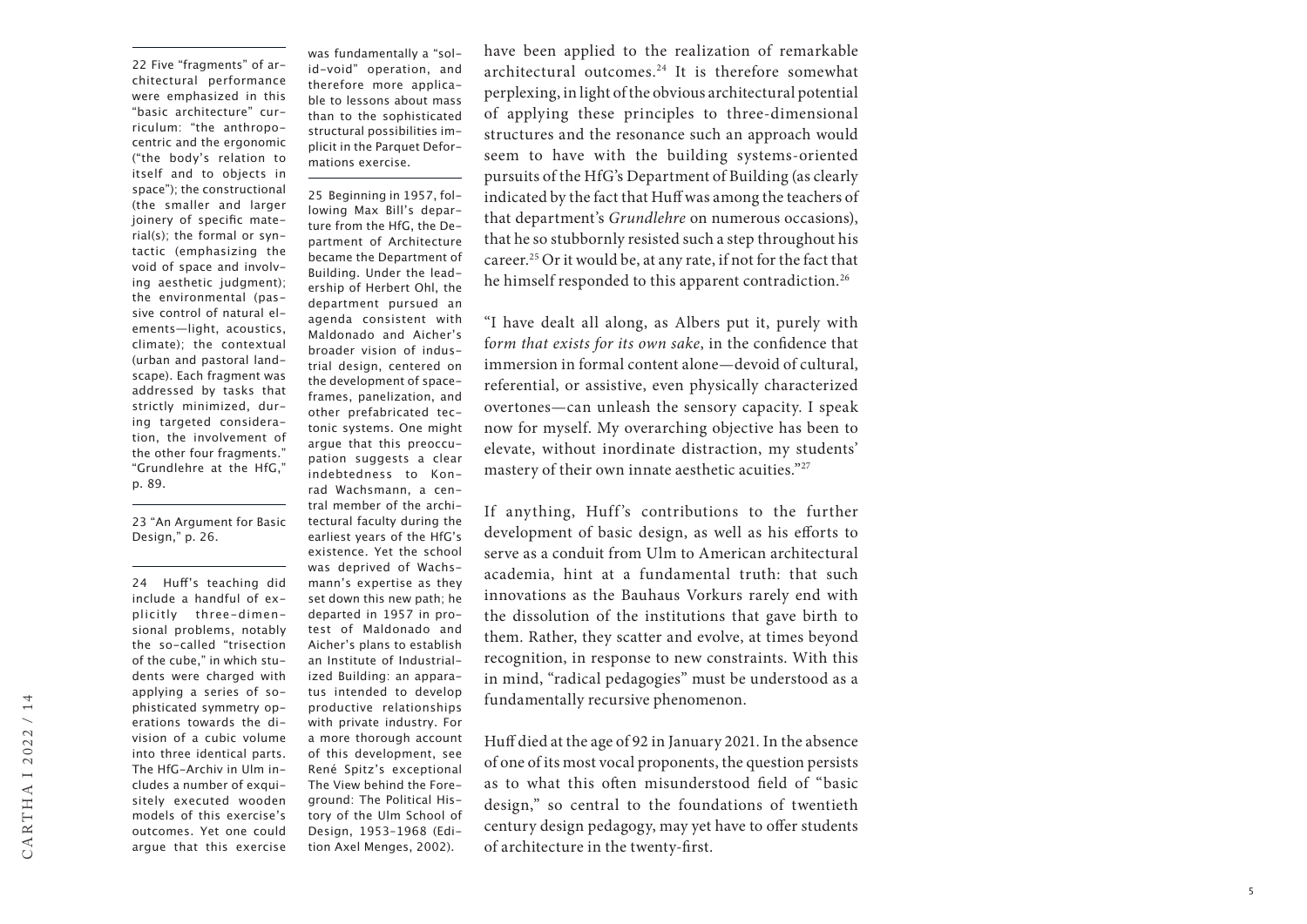have been applied to the realization of remarkable architectural outcomes.[24] It is therefore somewhat perplexing, in light of the obvious architectural potential of applying these principles to three-dimensional structures and the resonance such an approach would seem to have with the building systems-oriented pursuits of the HfG's Department of Building (as clearly indicated by the fact that Huff was among the teachers of that department's *Grundlehre* on numerous occasions), that he so stubbornly resisted such a step throughout his career.[25] Or it would be, at any rate, if not for the fact that he himself responded to this apparent contradiction.[26]

"I have dealt all along, as Albers put it, purely with f*orm that exists for its own sake*, in the confidence that immersion in formal content alone—devoid of cultural, referential, or assistive, even physically characterized overtones—can unleash the sensory capacity. I speak now for myself. My overarching objective has been to elevate, without inordinate distraction, my students' mastery of their own innate aesthetic acuities."[27]

If anything, Huff's contributions to the further development of basic design, as well as his efforts to serve as a conduit from Ulm to American architectural academia, hint at a fundamental truth: that such innovations as the Bauhaus Vorkurs rarely end with the dissolution of the institutions that gave birth to them. Rather, they scatter and evolve, at times beyond recognition, in response to new constraints. With this in mind, "radical pedagogies" must be understood as a fundamentally recursive phenomenon.

Huff died at the age of 92 in January 2021. In the absence of one of its most vocal proponents, the question persists as to what this often misunderstood field of "basic design," so central to the foundations of twentieth century design pedagogy, may yet have to offer students of architecture in the twenty-first.

---

22 Five "fragments" of architectural performance were emphasized in this "basic architecture" curriculum: "the anthropocentric and the ergonomic ("the body's relation to itself and to objects in space"); the constructional (the smaller and larger joinery of specific material(s); the formal or syntactic (emphasizing the void of space and involving aesthetic judgment); the environmental (passive control of natural elements—light, acoustics, climate); the contextual (urban and pastoral landscape). Each fragment was addressed by tasks that strictly minimized, during targeted consideration, the involvement of the other four fragments." "Grundlehre at the HfG," p. 89.

23 "An Argument for Basic Design," p. 26.

24 Huff's teaching did include a handful of explicitly three-dimensional problems, notably the so-called "trisection of the cube," in which students were charged with applying a series of sophisticated symmetry operations towards the division of a cubic volume into three identical parts. The HfG-Archiv in Ulm includes a number of exquisitely executed wooden models of this exercise's outcomes. Yet one could argue that this exercise was fundamentally a "solid-void" operation, and therefore more applicable to lessons about mass than to the sophisticated structural possibilities implicit in the Parquet Deformations exercise.

25 Beginning in 1957, following Max Bill's departure from the HfG, the Department of Architecture became the Department of Building. Under the leadership of Herbert Ohl, the department pursued an agenda consistent with Maldonado and Aicher's broader vision of industrial design, centered on the development of spaceframes, panelization, and other prefabricated tectonic systems. One might argue that this preoccupation suggests a clear indebtedness to Konrad Wachsmann, a central member of the architectural faculty during the earliest years of the HfG's existence. Yet the school was deprived of Wachsmann's expertise as they set down this new path; he departed in 1957 in protest of Maldonado and Aicher's plans to establish an Institute of Industrialized Building: an apparatus intended to develop productive relationships with private industry. For a more thorough account of this development, see René Spitz's exceptional The View behind the Foreground: The Political History of the Ulm School of Design, 1953–1968 (Edition Axel Menges, 2002).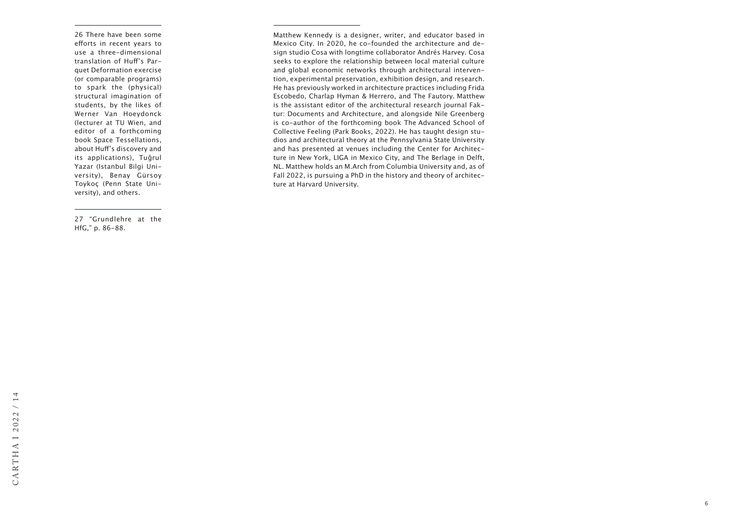26 There have been some efforts in recent years to use a three-dimensional translation of Huff's Parquet Deformation exercise (or comparable programs) to spark the (physical) structural imagination of students, by the likes of Werner Van Hoeydonck (lecturer at TU Wien, and editor of a forthcoming book Space Tessellations, about Huff's discovery and its applications), Tuğrul Yazar (Istanbul Bilgi University), Benay Gürsoy Toykoç (Penn State University), and others.

27 "Grundlehre at the HfG," p. 86-88.

---

Matthew Kennedy is a designer, writer, and educator based in Mexico City. In 2020, he co-founded the architecture and design studio Cosa with longtime collaborator Andrés Harvey. Cosa seeks to explore the relationship between local material culture and global economic networks through architectural intervention, experimental preservation, exhibition design, and research. He has previously worked in architecture practices including Frida Escobedo, Charlap Hyman & Herrero, and The Fautory. Matthew is the assistant editor of the architectural research journal Faktur: Documents and Architecture, and alongside Nile Greenberg is co-author of the forthcoming book The Advanced School of Collective Feeling (Park Books, 2022). He has taught design studios and architectural theory at the Pennsylvania State University and has presented at venues including the Center for Architecture in New York, LIGA in Mexico City, and The Berlage in Delft, NL. Matthew holds an M.Arch from Columbia University and, as of Fall 2022, is pursuing a PhD in the history and theory of architecture at Harvard University.